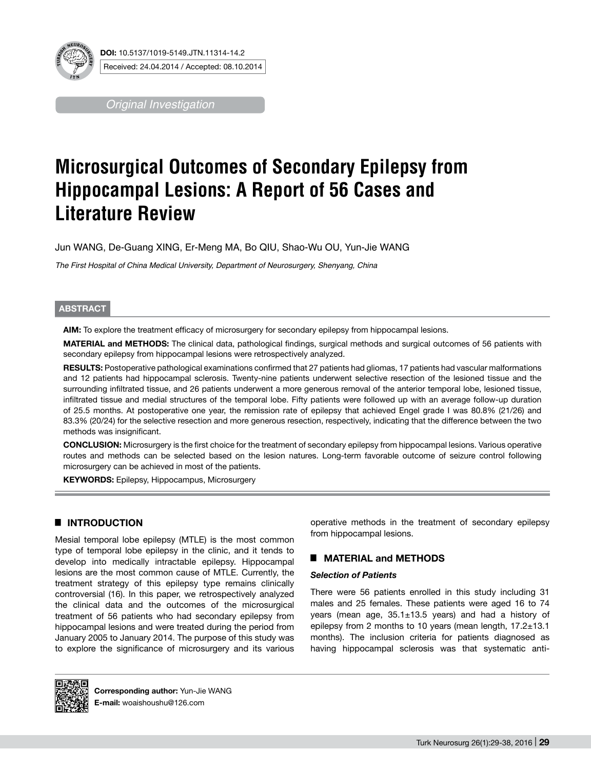**DOI:** 10.5137/1019-5149.JTN.11314-14.2

Received: 24.04.2014 / Accepted: 08.10.2014

*Original Investigation*

# Microsurgical Outcomes of Secondary Epilepsy from Hippocampal Lesions: A Report of 56 Cases and Literature Review

Jun WANG, De-Guang XING, Er-Meng MA, Bo QIU, Shao-Wu OU, Yun-Jie WANG

*The First Hospital of China Medical University, Department of Neurosurgery, Shenyang, China*

## ABSTRACT

**AIM:** To explore the treatment efficacy of microsurgery for secondary epilepsy from hippocampal lesions.

**MATERIAL and METHODS:** The clinical data, pathological findings, surgical methods and surgical outcomes of 56 patients with secondary epilepsy from hippocampal lesions were retrospectively analyzed.

**RESULTS:** Postoperative pathological examinations confirmed that 27 patients had gliomas, 17 patients had vascular malformations and 12 patients had hippocampal sclerosis. Twenty-nine patients underwent selective resection of the lesioned tissue and the surrounding infiltrated tissue, and 26 patients underwent a more generous removal of the anterior temporal lobe, lesioned tissue, infiltrated tissue and medial structures of the temporal lobe. Fifty patients were followed up with an average follow-up duration of 25.5 months. At postoperative one year, the remission rate of epilepsy that achieved Engel grade I was 80.8% (21/26) and 83.3% (20/24) for the selective resection and more generous resection, respectively, indicating that the difference between the two methods was insignificant.

**CONCLUSION:** Microsurgery is the first choice for the treatment of secondary epilepsy from hippocampal lesions. Various operative routes and methods can be selected based on the lesion natures. Long-term favorable outcome of seizure control following microsurgery can be achieved in most of the patients.

**KEYWORDS:** Epilepsy, Hippocampus, Microsurgery

## INTRODUCTION

Mesial temporal lobe epilepsy (MTLE) is the most common type of temporal lobe epilepsy in the clinic, and it tends to develop into medically intractable epilepsy. Hippocampal lesions are the most common cause of MTLE. Currently, the treatment strategy of this epilepsy type remains clinically controversial (16). In this paper, we retrospectively analyzed the clinical data and the outcomes of the microsurgical treatment of 56 patients who had secondary epilepsy from hippocampal lesions and were treated during the period from January 2005 to January 2014. The purpose of this study was to explore the significance of microsurgery and its various operative methods in the treatment of secondary epilepsy from hippocampal lesions.

## MATERIAL and METHODS

### *Selection of Patients*

There were 56 patients enrolled in this study including 31 males and 25 females. These patients were aged 16 to 74 years (mean age, 35.1±13.5 years) and had a history of epilepsy from 2 months to 10 years (mean length, 17.2±13.1 months). The inclusion criteria for patients diagnosed as having hippocampal sclerosis was that systematic anti-

**Corresponding author:** Yun-Jie WANG
**E-mail:** woaishoushu@126.com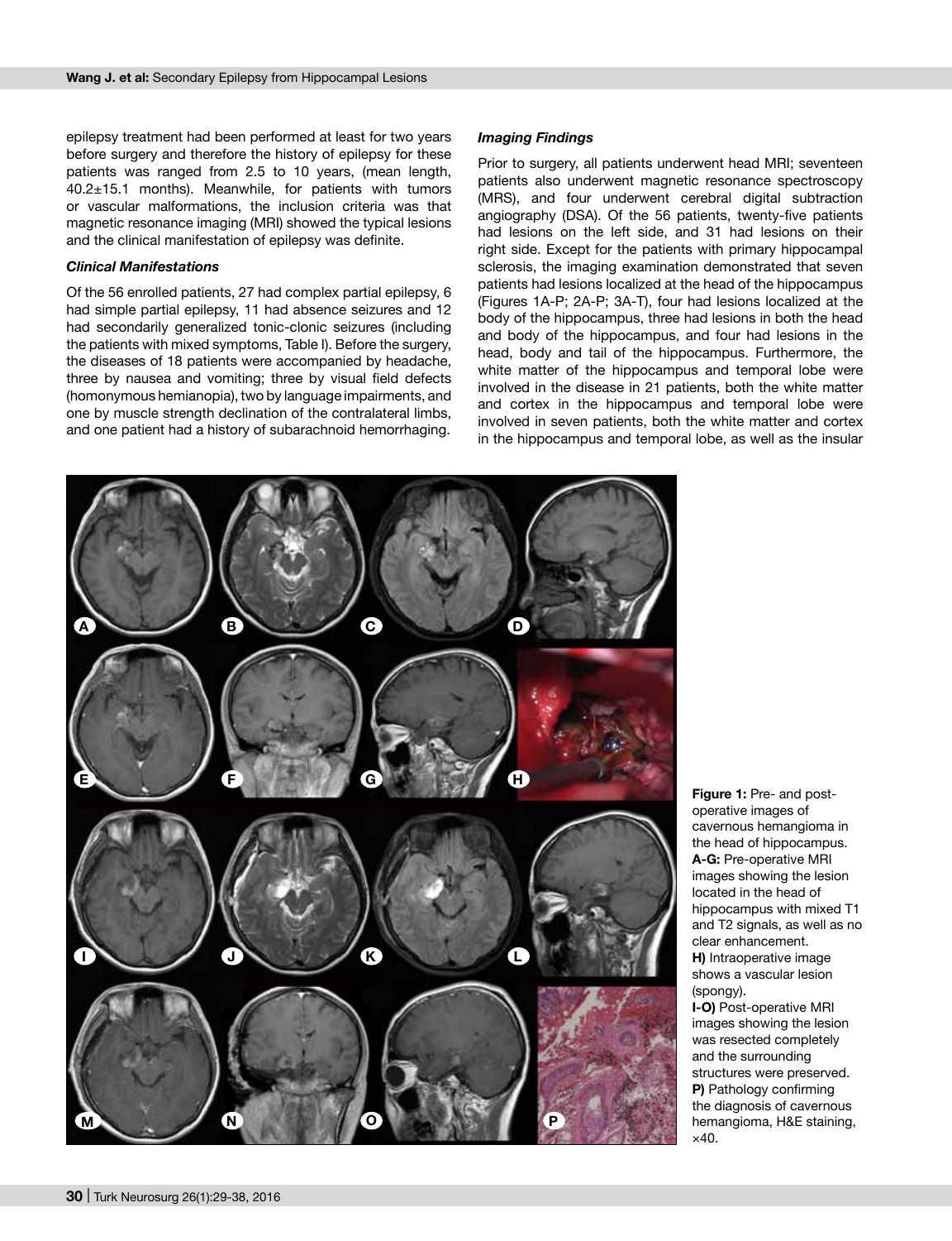epilepsy treatment had been performed at least for two years before surgery and therefore the history of epilepsy for these patients was ranged from 2.5 to 10 years, (mean length, 40.2±15.1 months). Meanwhile, for patients with tumors or vascular malformations, the inclusion criteria was that magnetic resonance imaging (MRI) showed the typical lesions and the clinical manifestation of epilepsy was definite.

### *Clinical Manifestations*

Of the 56 enrolled patients, 27 had complex partial epilepsy, 6 had simple partial epilepsy, 11 had absence seizures and 12 had secondarily generalized tonic-clonic seizures (including the patients with mixed symptoms, Table I). Before the surgery, the diseases of 18 patients were accompanied by headache, three by nausea and vomiting; three by visual field defects (homonymous hemianopia), two by language impairments, and one by muscle strength declination of the contralateral limbs, and one patient had a history of subarachnoid hemorrhaging.

### *Imaging Findings*

Prior to surgery, all patients underwent head MRI; seventeen patients also underwent magnetic resonance spectroscopy (MRS), and four underwent cerebral digital subtraction angiography (DSA). Of the 56 patients, twenty-five patients had lesions on the left side, and 31 had lesions on their right side. Except for the patients with primary hippocampal sclerosis, the imaging examination demonstrated that seven patients had lesions localized at the head of the hippocampus (Figures 1A-P; 2A-P; 3A-T), four had lesions localized at the body of the hippocampus, three had lesions in both the head and body of the hippocampus, and four had lesions in the head, body and tail of the hippocampus. Furthermore, the white matter of the hippocampus and temporal lobe were involved in the disease in 21 patients, both the white matter and cortex in the hippocampus and temporal lobe were involved in seven patients, both the white matter and cortex in the hippocampus and temporal lobe, as well as the insular

**Figure 1:** Pre- and post-operative images of cavernous hemangioma in the head of hippocampus. **A-G:** Pre-operative MRI images showing the lesion located in the head of hippocampus with mixed T1 and T2 signals, as well as no clear enhancement. **H)** Intraoperative image shows a vascular lesion (spongy). **I-O)** Post-operative MRI images showing the lesion was resected completely and the surrounding structures were preserved. **P)** Pathology confirming the diagnosis of cavernous hemangioma, H&E staining, ×40.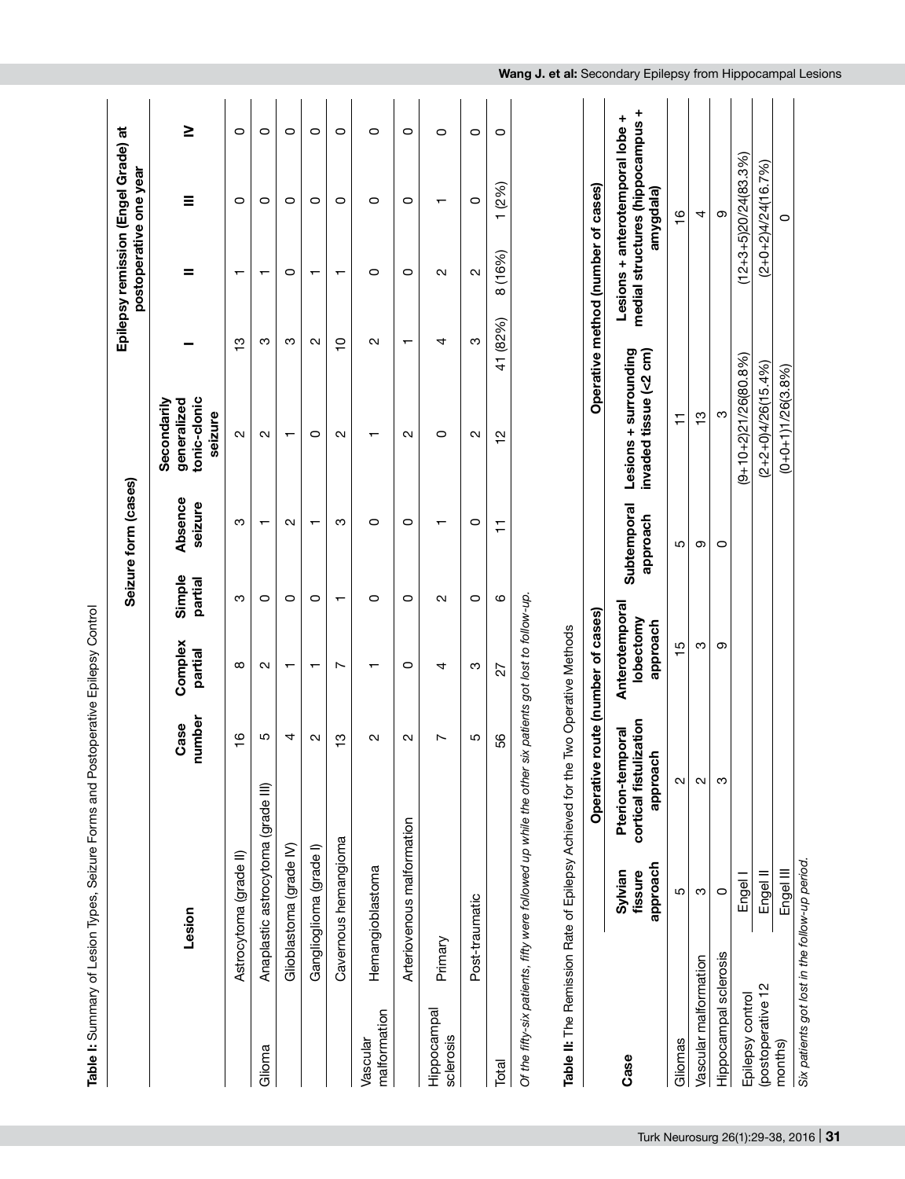**Table I:** Summary of Lesion Types, Seizure Forms and Postoperative Epilepsy Control

| Lesion | | Case number | Seizure form (cases) | | | | Epilepsy remission (Engel Grade) at postoperative one year | | | |
|---|---|---|---|---|---|---|---|---|---|---|
| | | | Complex partial | Simple partial | Absence seizure | Secondarily generalized tonic-clonic seizure | I | II | III | IV |
| Glioma | Astrocytoma (grade II) | 16 | 8 | 3 | 3 | 2 | 13 | 1 | 0 | 0 |
| | Anaplastic astrocytoma (grade III) | 5 | 2 | 0 | 1 | 2 | 3 | 1 | 0 | 0 |
| | Glioblastoma (grade IV) | 4 | 1 | 0 | 2 | 1 | 3 | 0 | 0 | 0 |
| | Ganglioglioma (grade I) | 2 | 1 | 0 | 1 | 0 | 2 | 1 | 0 | 0 |
| Vascular malformation | Cavernous hemangioma | 13 | 7 | 1 | 3 | 2 | 10 | 1 | 0 | 0 |
| | Hemangioblastoma | 2 | 1 | 0 | 0 | 1 | 2 | 0 | 0 | 0 |
| | Arteriovenous malformation | 2 | 0 | 0 | 0 | 2 | 1 | 0 | 0 | 0 |
| Hippocampal sclerosis | Primary | 7 | 4 | 2 | 1 | 0 | 4 | 2 | 1 | 0 |
| | Post-traumatic | 5 | 3 | 0 | 0 | 2 | 3 | 2 | 0 | 0 |
| Total | | 56 | 27 | 6 | 11 | 12 | 41 (82%) | 8 (16%) | 1 (2%) | 0 |

*Of the fifty-six patients, fifty were followed up while the other six patients got lost to follow-up.*

**Table II:** The Remission Rate of Epilepsy Achieved for the Two Operative Methods

| Case | | Operative route (number of cases) | | | | Operative method (number of cases) | |
|---|---|---|---|---|---|---|---|
| | | Sylvian fissure approach | Pterion-temporal cortical fistulization approach | Anterotemporal lobectomy approach | Subtemporal approach | Lesions + surrounding invaded tissue (<2 cm) | Lesions + anterotemporal lobe + medial structures (hippocampus + amygdala) |
| Gliomas | | 5 | 2 | 15 | 5 | 11 | 16 |
| Vascular malformation | | 3 | 2 | 3 | 9 | 13 | 4 |
| Hippocampal sclerosis | | 0 | 3 | 9 | 0 | 3 | 9 |
| Epilepsy control (postoperative 12 months) | Engel I | | | | | (9+10+2)21/26(80.8%) | (12+3+5)20/24(83.3%) |
| | Engel II | | | | | (2+2+0)4/26(15.4%) | (2+0+2)4/24(16.7%) |
| | Engel III | | | | | (0+0+1)1/26(3.8%) | 0 |

*Six patients got lost in the follow-up period.*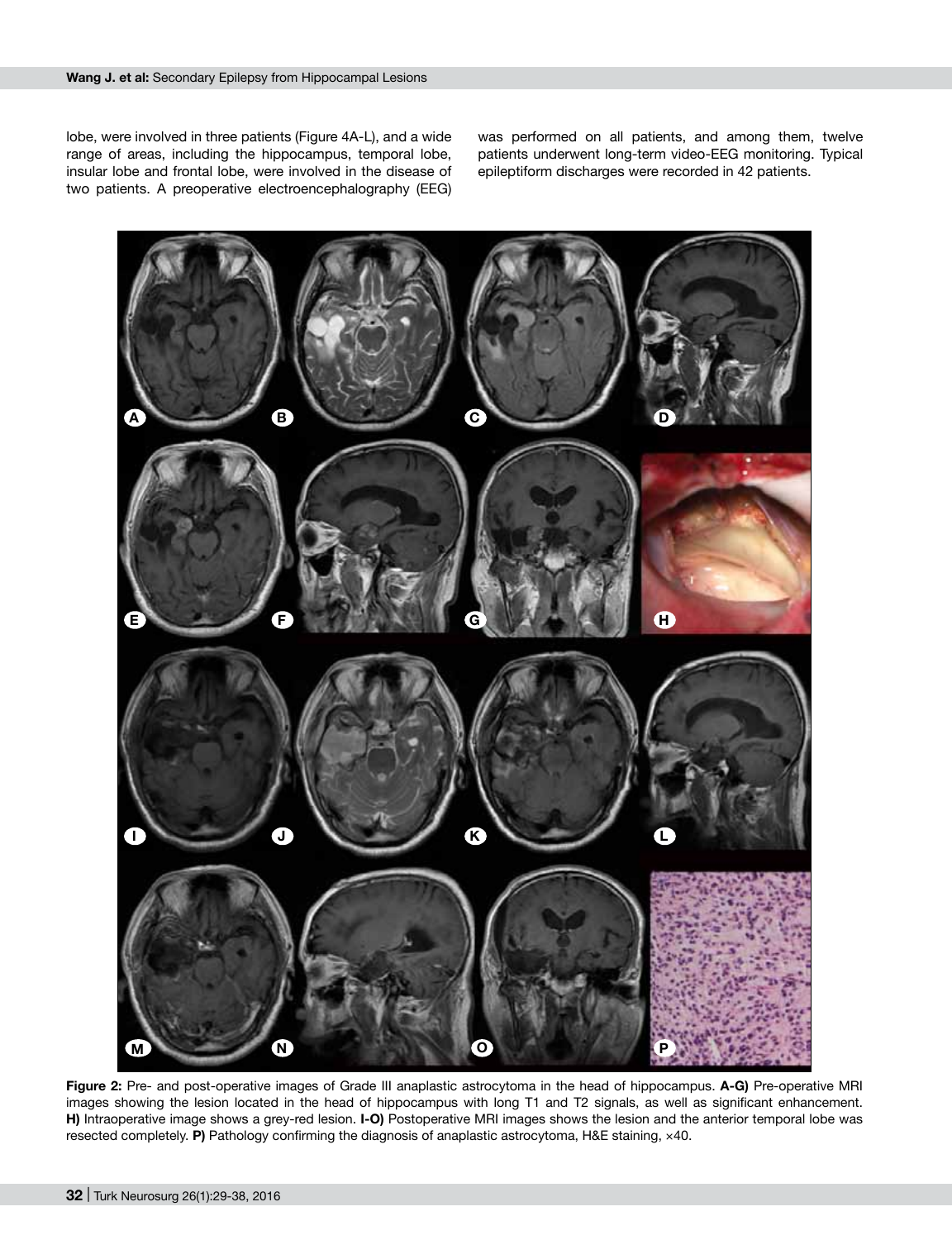lobe, were involved in three patients (Figure 4A-L), and a wide range of areas, including the hippocampus, temporal lobe, insular lobe and frontal lobe, were involved in the disease of two patients. A preoperative electroencephalography (EEG) was performed on all patients, and among them, twelve patients underwent long-term video-EEG monitoring. Typical epileptiform discharges were recorded in 42 patients.

**Figure 2:** Pre- and post-operative images of Grade III anaplastic astrocytoma in the head of hippocampus. **A-G)** Pre-operative MRI images showing the lesion located in the head of hippocampus with long T1 and T2 signals, as well as significant enhancement. **H)** Intraoperative image shows a grey-red lesion. **I-O)** Postoperative MRI images shows the lesion and the anterior temporal lobe was resected completely. **P)** Pathology confirming the diagnosis of anaplastic astrocytoma, H&E staining, ×40.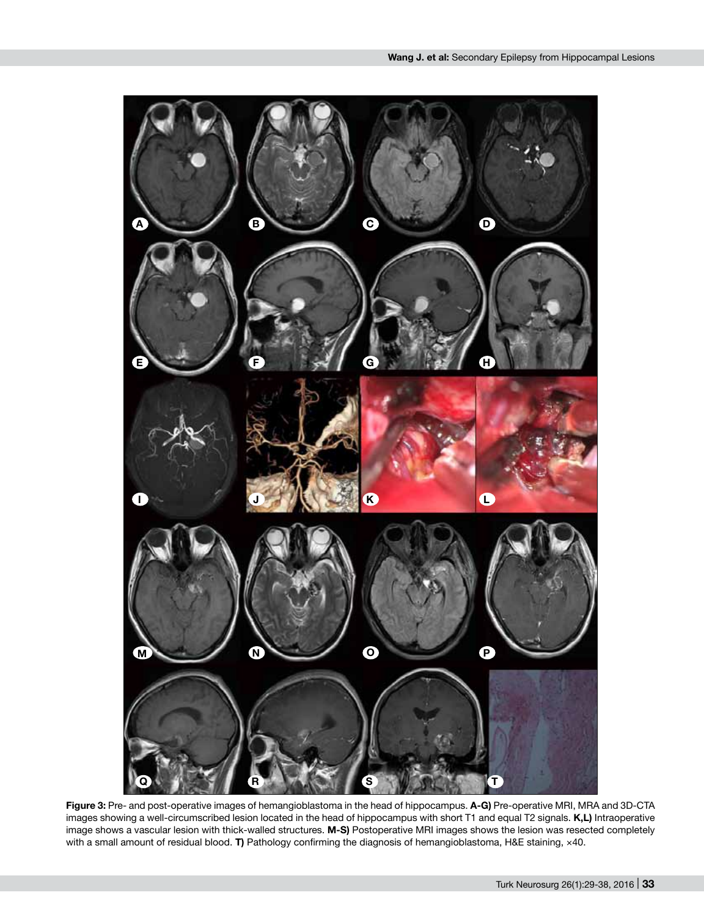**Figure 3:** Pre- and post-operative images of hemangioblastoma in the head of hippocampus. **A-G)** Pre-operative MRI, MRA and 3D-CTA images showing a well-circumscribed lesion located in the head of hippocampus with short T1 and equal T2 signals. **K,L)** Intraoperative image shows a vascular lesion with thick-walled structures. **M-S)** Postoperative MRI images shows the lesion was resected completely with a small amount of residual blood. **T)** Pathology confirming the diagnosis of hemangioblastoma, H&E staining, ×40.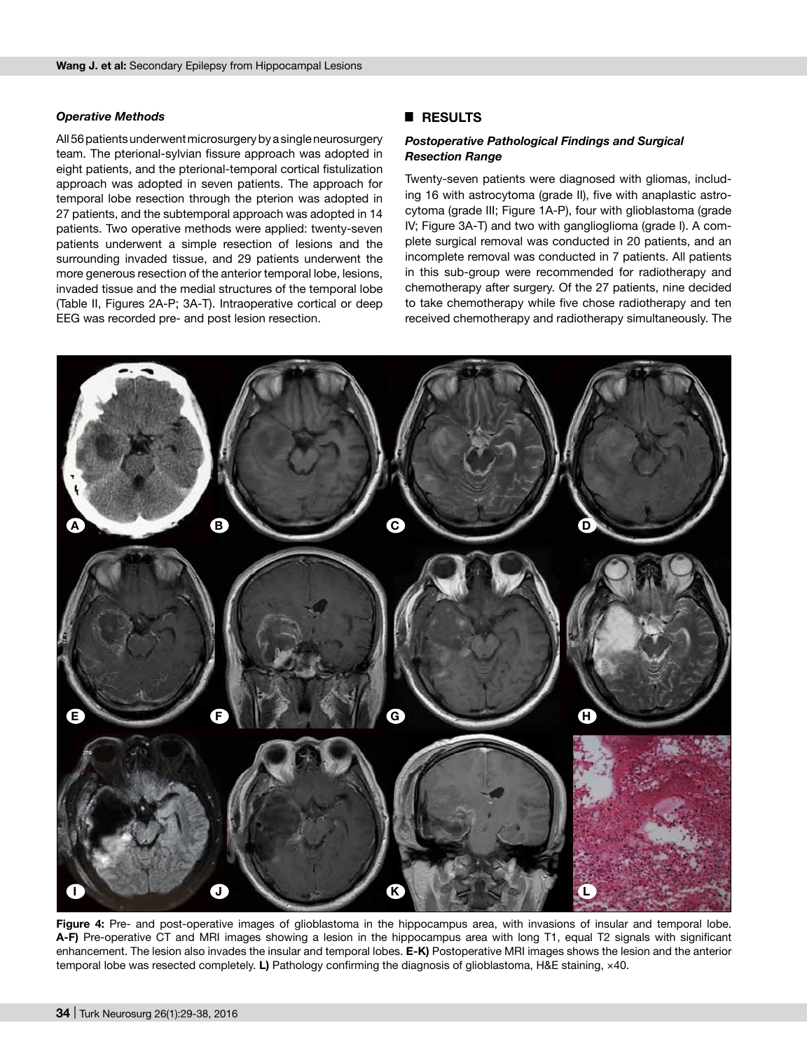### *Operative Methods*

All 56 patients underwent microsurgery by a single neurosurgery team. The pterional-sylvian fissure approach was adopted in eight patients, and the pterional-temporal cortical fistulization approach was adopted in seven patients. The approach for temporal lobe resection through the pterion was adopted in 27 patients, and the subtemporal approach was adopted in 14 patients. Two operative methods were applied: twenty-seven patients underwent a simple resection of lesions and the surrounding invaded tissue, and 29 patients underwent the more generous resection of the anterior temporal lobe, lesions, invaded tissue and the medial structures of the temporal lobe (Table II, Figures 2A-P; 3A-T). Intraoperative cortical or deep EEG was recorded pre- and post lesion resection.

## RESULTS

### *Postoperative Pathological Findings and Surgical Resection Range*

Twenty-seven patients were diagnosed with gliomas, including 16 with astrocytoma (grade II), five with anaplastic astrocytoma (grade III; Figure 1A-P), four with glioblastoma (grade IV; Figure 3A-T) and two with ganglioglioma (grade I). A complete surgical removal was conducted in 20 patients, and an incomplete removal was conducted in 7 patients. All patients in this sub-group were recommended for radiotherapy and chemotherapy after surgery. Of the 27 patients, nine decided to take chemotherapy while five chose radiotherapy and ten received chemotherapy and radiotherapy simultaneously. The

**Figure 4:** Pre- and post-operative images of glioblastoma in the hippocampus area, with invasions of insular and temporal lobe. **A-F)** Pre-operative CT and MRI images showing a lesion in the hippocampus area with long T1, equal T2 signals with significant enhancement. The lesion also invades the insular and temporal lobes. **E-K)** Postoperative MRI images shows the lesion and the anterior temporal lobe was resected completely. **L)** Pathology confirming the diagnosis of glioblastoma, H&E staining, ×40.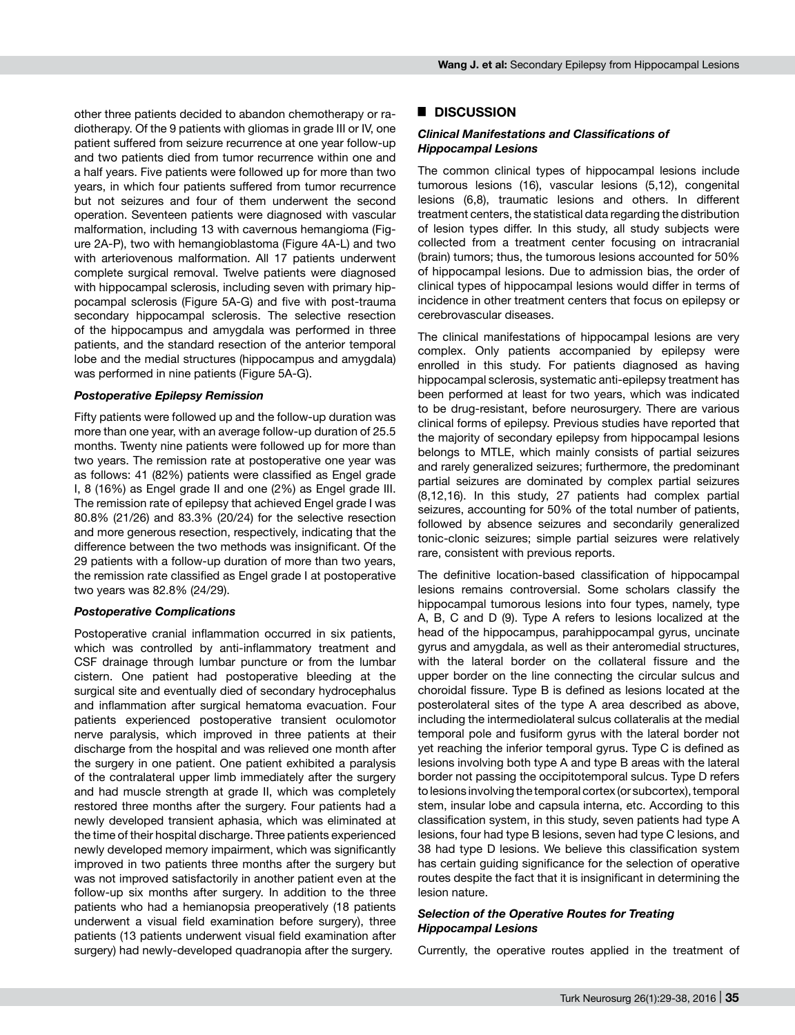other three patients decided to abandon chemotherapy or radiotherapy. Of the 9 patients with gliomas in grade III or IV, one patient suffered from seizure recurrence at one year follow-up and two patients died from tumor recurrence within one and a half years. Five patients were followed up for more than two years, in which four patients suffered from tumor recurrence but not seizures and four of them underwent the second operation. Seventeen patients were diagnosed with vascular malformation, including 13 with cavernous hemangioma (Figure 2A-P), two with hemangioblastoma (Figure 4A-L) and two with arteriovenous malformation. All 17 patients underwent complete surgical removal. Twelve patients were diagnosed with hippocampal sclerosis, including seven with primary hippocampal sclerosis (Figure 5A-G) and five with post-trauma secondary hippocampal sclerosis. The selective resection of the hippocampus and amygdala was performed in three patients, and the standard resection of the anterior temporal lobe and the medial structures (hippocampus and amygdala) was performed in nine patients (Figure 5A-G).

### *Postoperative Epilepsy Remission*

Fifty patients were followed up and the follow-up duration was more than one year, with an average follow-up duration of 25.5 months. Twenty nine patients were followed up for more than two years. The remission rate at postoperative one year was as follows: 41 (82%) patients were classified as Engel grade I, 8 (16%) as Engel grade II and one (2%) as Engel grade III. The remission rate of epilepsy that achieved Engel grade I was 80.8% (21/26) and 83.3% (20/24) for the selective resection and more generous resection, respectively, indicating that the difference between the two methods was insignificant. Of the 29 patients with a follow-up duration of more than two years, the remission rate classified as Engel grade I at postoperative two years was 82.8% (24/29).

### *Postoperative Complications*

Postoperative cranial inflammation occurred in six patients, which was controlled by anti-inflammatory treatment and CSF drainage through lumbar puncture or from the lumbar cistern. One patient had postoperative bleeding at the surgical site and eventually died of secondary hydrocephalus and inflammation after surgical hematoma evacuation. Four patients experienced postoperative transient oculomotor nerve paralysis, which improved in three patients at their discharge from the hospital and was relieved one month after the surgery in one patient. One patient exhibited a paralysis of the contralateral upper limb immediately after the surgery and had muscle strength at grade II, which was completely restored three months after the surgery. Four patients had a newly developed transient aphasia, which was eliminated at the time of their hospital discharge. Three patients experienced newly developed memory impairment, which was significantly improved in two patients three months after the surgery but was not improved satisfactorily in another patient even at the follow-up six months after surgery. In addition to the three patients who had a hemianopsia preoperatively (18 patients underwent a visual field examination before surgery), three patients (13 patients underwent visual field examination after surgery) had newly-developed quadranopia after the surgery.

## ■ DISCUSSION

### *Clinical Manifestations and Classifications of Hippocampal Lesions*

The common clinical types of hippocampal lesions include tumorous lesions (16), vascular lesions (5,12), congenital lesions (6,8), traumatic lesions and others. In different treatment centers, the statistical data regarding the distribution of lesion types differ. In this study, all study subjects were collected from a treatment center focusing on intracranial (brain) tumors; thus, the tumorous lesions accounted for 50% of hippocampal lesions. Due to admission bias, the order of clinical types of hippocampal lesions would differ in terms of incidence in other treatment centers that focus on epilepsy or cerebrovascular diseases.

The clinical manifestations of hippocampal lesions are very complex. Only patients accompanied by epilepsy were enrolled in this study. For patients diagnosed as having hippocampal sclerosis, systematic anti-epilepsy treatment has been performed at least for two years, which was indicated to be drug-resistant, before neurosurgery. There are various clinical forms of epilepsy. Previous studies have reported that the majority of secondary epilepsy from hippocampal lesions belongs to MTLE, which mainly consists of partial seizures and rarely generalized seizures; furthermore, the predominant partial seizures are dominated by complex partial seizures (8,12,16). In this study, 27 patients had complex partial seizures, accounting for 50% of the total number of patients, followed by absence seizures and secondarily generalized tonic-clonic seizures; simple partial seizures were relatively rare, consistent with previous reports.

The definitive location-based classification of hippocampal lesions remains controversial. Some scholars classify the hippocampal tumorous lesions into four types, namely, type A, B, C and D (9). Type A refers to lesions localized at the head of the hippocampus, parahippocampal gyrus, uncinate gyrus and amygdala, as well as their anteromedial structures, with the lateral border on the collateral fissure and the upper border on the line connecting the circular sulcus and choroidal fissure. Type B is defined as lesions located at the posterolateral sites of the type A area described as above, including the intermediolateral sulcus collateralis at the medial temporal pole and fusiform gyrus with the lateral border not yet reaching the inferior temporal gyrus. Type C is defined as lesions involving both type A and type B areas with the lateral border not passing the occipitotemporal sulcus. Type D refers to lesions involving the temporal cortex (or subcortex), temporal stem, insular lobe and capsula interna, etc. According to this classification system, in this study, seven patients had type A lesions, four had type B lesions, seven had type C lesions, and 38 had type D lesions. We believe this classification system has certain guiding significance for the selection of operative routes despite the fact that it is insignificant in determining the lesion nature.

### *Selection of the Operative Routes for Treating Hippocampal Lesions*

Currently, the operative routes applied in the treatment of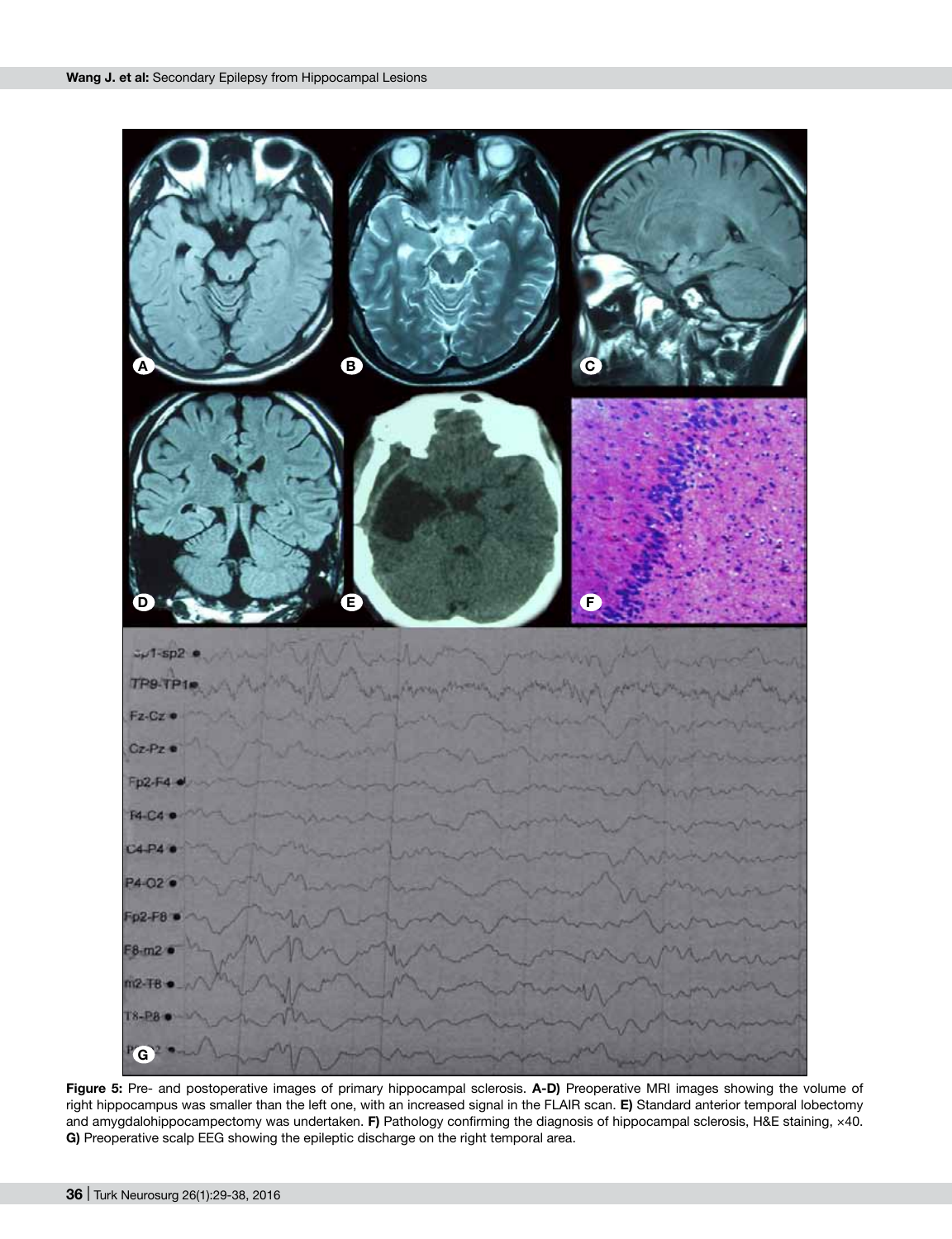**Figure 5:** Pre- and postoperative images of primary hippocampal sclerosis. **A-D)** Preoperative MRI images showing the volume of right hippocampus was smaller than the left one, with an increased signal in the FLAIR scan. **E)** Standard anterior temporal lobectomy and amygdalohippocampectomy was undertaken. **F)** Pathology confirming the diagnosis of hippocampal sclerosis, H&E staining, ×40. **G)** Preoperative scalp EEG showing the epileptic discharge on the right temporal area.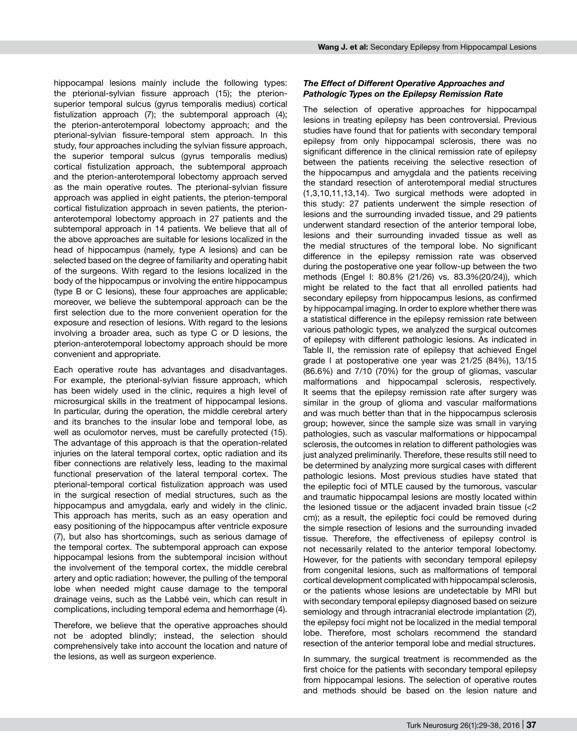hippocampal lesions mainly include the following types: the pterional-sylvian fissure approach (15); the pterion-superior temporal sulcus (gyrus temporalis medius) cortical fistulization approach (7); the subtemporal approach (4); the pterion-anterotemporal lobectomy approach; and the pterional-sylvian fissure-temporal stem approach. In this study, four approaches including the sylvian fissure approach, the superior temporal sulcus (gyrus temporalis medius) cortical fistulization approach, the subtemporal approach and the pterion-anterotemporal lobectomy approach served as the main operative routes. The pterional-sylvian fissure approach was applied in eight patients, the pterion-temporal cortical fistulization approach in seven patients, the pterion-anterotemporal lobectomy approach in 27 patients and the subtemporal approach in 14 patients. We believe that all of the above approaches are suitable for lesions localized in the head of hippocampus (namely, type A lesions) and can be selected based on the degree of familiarity and operating habit of the surgeons. With regard to the lesions localized in the body of the hippocampus or involving the entire hippocampus (type B or C lesions), these four approaches are applicable; moreover, we believe the subtemporal approach can be the first selection due to the more convenient operation for the exposure and resection of lesions. With regard to the lesions involving a broader area, such as type C or D lesions, the pterion-anterotemporal lobectomy approach should be more convenient and appropriate.

Each operative route has advantages and disadvantages. For example, the pterional-sylvian fissure approach, which has been widely used in the clinic, requires a high level of microsurgical skills in the treatment of hippocampal lesions. In particular, during the operation, the middle cerebral artery and its branches to the insular lobe and temporal lobe, as well as oculomotor nerves, must be carefully protected (15). The advantage of this approach is that the operation-related injuries on the lateral temporal cortex, optic radiation and its fiber connections are relatively less, leading to the maximal functional preservation of the lateral temporal cortex. The pterional-temporal cortical fistulization approach was used in the surgical resection of medial structures, such as the hippocampus and amygdala, early and widely in the clinic. This approach has merits, such as an easy operation and easy positioning of the hippocampus after ventricle exposure (7), but also has shortcomings, such as serious damage of the temporal cortex. The subtemporal approach can expose hippocampal lesions from the subtemporal incision without the involvement of the temporal cortex, the middle cerebral artery and optic radiation; however, the pulling of the temporal lobe when needed might cause damage to the temporal drainage veins, such as the Labbé vein, which can result in complications, including temporal edema and hemorrhage (4).

Therefore, we believe that the operative approaches should not be adopted blindly; instead, the selection should comprehensively take into account the location and nature of the lesions, as well as surgeon experience.

### *The Effect of Different Operative Approaches and Pathologic Types on the Epilepsy Remission Rate*

The selection of operative approaches for hippocampal lesions in treating epilepsy has been controversial. Previous studies have found that for patients with secondary temporal epilepsy from only hippocampal sclerosis, there was no significant difference in the clinical remission rate of epilepsy between the patients receiving the selective resection of the hippocampus and amygdala and the patients receiving the standard resection of anterotemporal medial structures (1,3,10,11,13,14). Two surgical methods were adopted in this study: 27 patients underwent the simple resection of lesions and the surrounding invaded tissue, and 29 patients underwent standard resection of the anterior temporal lobe, lesions and their surrounding invaded tissue as well as the medial structures of the temporal lobe. No significant difference in the epilepsy remission rate was observed during the postoperative one year follow-up between the two methods (Engel I: 80.8% (21/26) vs. 83.3%(20/24)), which might be related to the fact that all enrolled patients had secondary epilepsy from hippocampus lesions, as confirmed by hippocampal imaging. In order to explore whether there was a statistical difference in the epilepsy remission rate between various pathologic types, we analyzed the surgical outcomes of epilepsy with different pathologic lesions. As indicated in Table II, the remission rate of epilepsy that achieved Engel grade I at postoperative one year was 21/25 (84%), 13/15 (86.6%) and 7/10 (70%) for the group of gliomas, vascular malformations and hippocampal sclerosis, respectively. It seems that the epilepsy remission rate after surgery was similar in the group of glioma and vascular malformations and was much better than that in the hippocampus sclerosis group; however, since the sample size was small in varying pathologies, such as vascular malformations or hippocampal sclerosis, the outcomes in relation to different pathologies was just analyzed preliminarily. Therefore, these results still need to be determined by analyzing more surgical cases with different pathologic lesions. Most previous studies have stated that the epileptic foci of MTLE caused by the tumorous, vascular and traumatic hippocampal lesions are mostly located within the lesioned tissue or the adjacent invaded brain tissue (<2 cm); as a result, the epileptic foci could be removed during the simple resection of lesions and the surrounding invaded tissue. Therefore, the effectiveness of epilepsy control is not necessarily related to the anterior temporal lobectomy. However, for the patients with secondary temporal epilepsy from congenital lesions, such as malformations of temporal cortical development complicated with hippocampal sclerosis, or the patients whose lesions are undetectable by MRI but with secondary temporal epilepsy diagnosed based on seizure semiology and through intracranial electrode implantation (2), the epilepsy foci might not be localized in the medial temporal lobe. Therefore, most scholars recommend the standard resection of the anterior temporal lobe and medial structures.

In summary, the surgical treatment is recommended as the first choice for the patients with secondary temporal epilepsy from hippocampal lesions. The selection of operative routes and methods should be based on the lesion nature and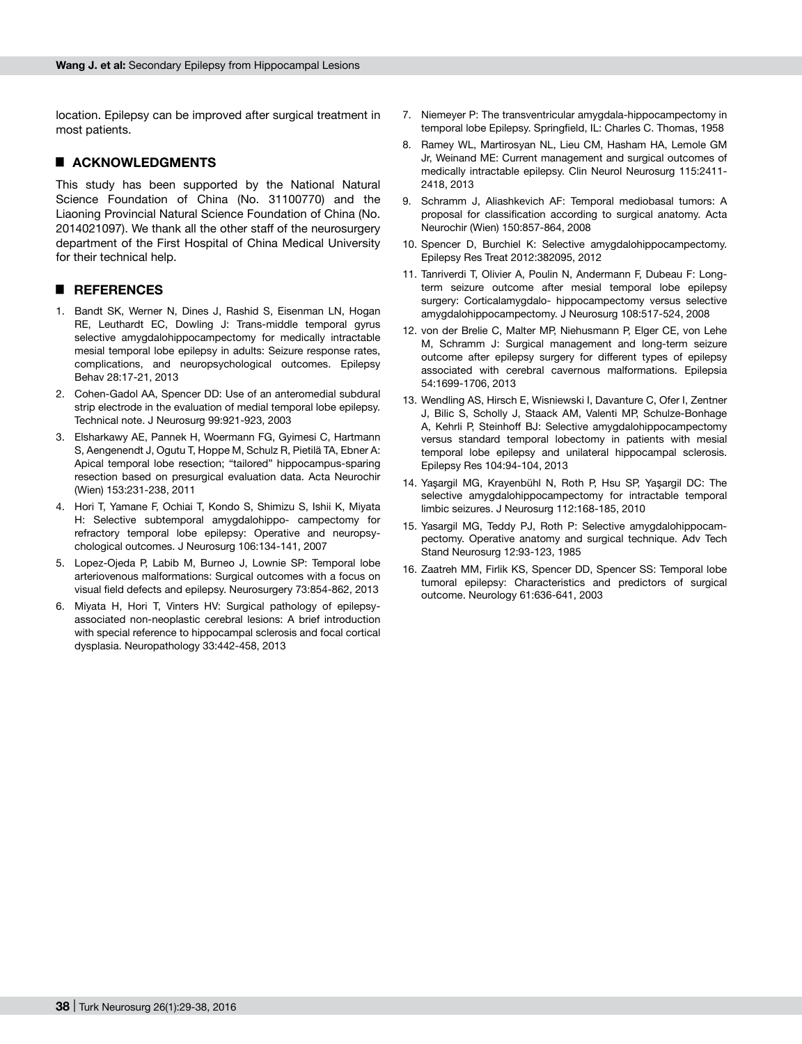location. Epilepsy can be improved after surgical treatment in most patients.

## ■ ACKNOWLEDGMENTS

This study has been supported by the National Natural Science Foundation of China (No. 31100770) and the Liaoning Provincial Natural Science Foundation of China (No. 2014021097). We thank all the other staff of the neurosurgery department of the First Hospital of China Medical University for their technical help.

## ■ REFERENCES

1. Bandt SK, Werner N, Dines J, Rashid S, Eisenman LN, Hogan RE, Leuthardt EC, Dowling J: Trans-middle temporal gyrus selective amygdalohippocampectomy for medically intractable mesial temporal lobe epilepsy in adults: Seizure response rates, complications, and neuropsychological outcomes. Epilepsy Behav 28:17-21, 2013
2. Cohen-Gadol AA, Spencer DD: Use of an anteromedial subdural strip electrode in the evaluation of medial temporal lobe epilepsy. Technical note. J Neurosurg 99:921-923, 2003
3. Elsharkawy AE, Pannek H, Woermann FG, Gyimesi C, Hartmann S, Aengenendt J, Ogutu T, Hoppe M, Schulz R, Pietilä TA, Ebner A: Apical temporal lobe resection; "tailored" hippocampus-sparing resection based on presurgical evaluation data. Acta Neurochir (Wien) 153:231-238, 2011
4. Hori T, Yamane F, Ochiai T, Kondo S, Shimizu S, Ishii K, Miyata H: Selective subtemporal amygdalohippo- campectomy for refractory temporal lobe epilepsy: Operative and neuropsychological outcomes. J Neurosurg 106:134-141, 2007
5. Lopez-Ojeda P, Labib M, Burneo J, Lownie SP: Temporal lobe arteriovenous malformations: Surgical outcomes with a focus on visual field defects and epilepsy. Neurosurgery 73:854-862, 2013
6. Miyata H, Hori T, Vinters HV: Surgical pathology of epilepsy-associated non-neoplastic cerebral lesions: A brief introduction with special reference to hippocampal sclerosis and focal cortical dysplasia. Neuropathology 33:442-458, 2013
7. Niemeyer P: The transventricular amygdala-hippocampectomy in temporal lobe Epilepsy. Springfield, IL: Charles C. Thomas, 1958
8. Ramey WL, Martirosyan NL, Lieu CM, Hasham HA, Lemole GM Jr, Weinand ME: Current management and surgical outcomes of medically intractable epilepsy. Clin Neurol Neurosurg 115:2411-2418, 2013
9. Schramm J, Aliashkevich AF: Temporal mediobasal tumors: A proposal for classification according to surgical anatomy. Acta Neurochir (Wien) 150:857-864, 2008
10. Spencer D, Burchiel K: Selective amygdalohippocampectomy. Epilepsy Res Treat 2012:382095, 2012
11. Tanriverdi T, Olivier A, Poulin N, Andermann F, Dubeau F: Long-term seizure outcome after mesial temporal lobe epilepsy surgery: Corticalamygdalo- hippocampectomy versus selective amygdalohippocampectomy. J Neurosurg 108:517-524, 2008
12. von der Brelie C, Malter MP, Niehusmann P, Elger CE, von Lehe M, Schramm J: Surgical management and long-term seizure outcome after epilepsy surgery for different types of epilepsy associated with cerebral cavernous malformations. Epilepsia 54:1699-1706, 2013
13. Wendling AS, Hirsch E, Wisniewski I, Davanture C, Ofer I, Zentner J, Bilic S, Scholly J, Staack AM, Valenti MP, Schulze-Bonhage A, Kehrli P, Steinhoff BJ: Selective amygdalohippocampectomy versus standard temporal lobectomy in patients with mesial temporal lobe epilepsy and unilateral hippocampal sclerosis. Epilepsy Res 104:94-104, 2013
14. Yaşargil MG, Krayenbühl N, Roth P, Hsu SP, Yaşargil DC: The selective amygdalohippocampectomy for intractable temporal limbic seizures. J Neurosurg 112:168-185, 2010
15. Yasargil MG, Teddy PJ, Roth P: Selective amygdalohippocampectomy. Operative anatomy and surgical technique. Adv Tech Stand Neurosurg 12:93-123, 1985
16. Zaatreh MM, Firlik KS, Spencer DD, Spencer SS: Temporal lobe tumoral epilepsy: Characteristics and predictors of surgical outcome. Neurology 61:636-641, 2003